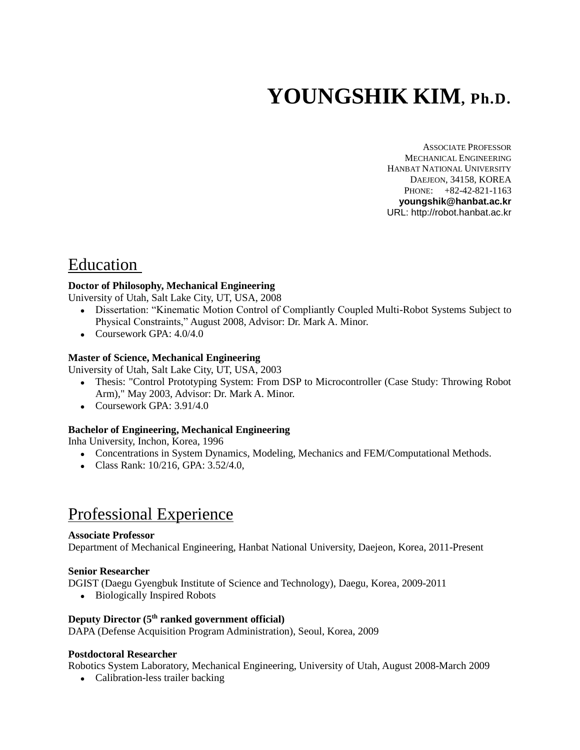# YOUNGSHIK KIM, Ph.D.

ASSOCIATE PROFESSOR
MECHANICAL ENGINEERING
HANBAT NATIONAL UNIVERSITY
DAEJEON, 34158, KOREA
PHONE: +82-42-821-1163
**youngshik@hanbat.ac.kr**
URL: http://robot.hanbat.ac.kr

## Education

**Doctor of Philosophy, Mechanical Engineering**
University of Utah, Salt Lake City, UT, USA, 2008

- Dissertation: "Kinematic Motion Control of Compliantly Coupled Multi-Robot Systems Subject to Physical Constraints," August 2008, Advisor: Dr. Mark A. Minor.
- Coursework GPA: 4.0/4.0

**Master of Science, Mechanical Engineering**
University of Utah, Salt Lake City, UT, USA, 2003

- Thesis: "Control Prototyping System: From DSP to Microcontroller (Case Study: Throwing Robot Arm)," May 2003, Advisor: Dr. Mark A. Minor.
- Coursework GPA: 3.91/4.0

**Bachelor of Engineering, Mechanical Engineering**
Inha University, Inchon, Korea, 1996

- Concentrations in System Dynamics, Modeling, Mechanics and FEM/Computational Methods.
- Class Rank: 10/216, GPA: 3.52/4.0,

## Professional Experience

**Associate Professor**
Department of Mechanical Engineering, Hanbat National University, Daejeon, Korea, 2011-Present

**Senior Researcher**
DGIST (Daegu Gyengbuk Institute of Science and Technology), Daegu, Korea, 2009-2011

- Biologically Inspired Robots

**Deputy Director (5th ranked government official)**
DAPA (Defense Acquisition Program Administration), Seoul, Korea, 2009

**Postdoctoral Researcher**
Robotics System Laboratory, Mechanical Engineering, University of Utah, August 2008-March 2009

- Calibration-less trailer backing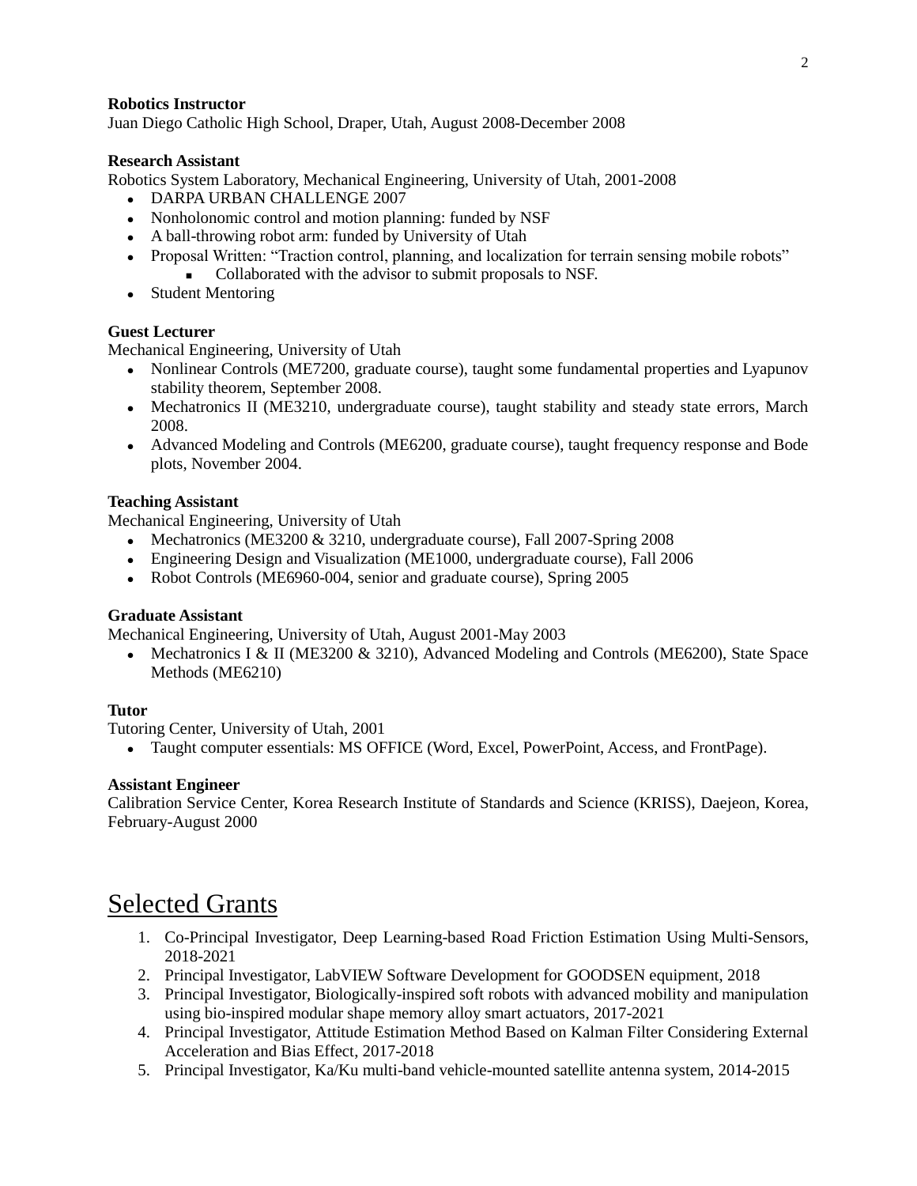**Robotics Instructor**

Juan Diego Catholic High School, Draper, Utah, August 2008-December 2008

**Research Assistant**

Robotics System Laboratory, Mechanical Engineering, University of Utah, 2001-2008

- DARPA URBAN CHALLENGE 2007
- Nonholonomic control and motion planning: funded by NSF
- A ball-throwing robot arm: funded by University of Utah
- Proposal Written: "Traction control, planning, and localization for terrain sensing mobile robots"
  - Collaborated with the advisor to submit proposals to NSF.
- Student Mentoring

**Guest Lecturer**

Mechanical Engineering, University of Utah

- Nonlinear Controls (ME7200, graduate course), taught some fundamental properties and Lyapunov stability theorem, September 2008.
- Mechatronics II (ME3210, undergraduate course), taught stability and steady state errors, March 2008.
- Advanced Modeling and Controls (ME6200, graduate course), taught frequency response and Bode plots, November 2004.

**Teaching Assistant**

Mechanical Engineering, University of Utah

- Mechatronics (ME3200 & 3210, undergraduate course), Fall 2007-Spring 2008
- Engineering Design and Visualization (ME1000, undergraduate course), Fall 2006
- Robot Controls (ME6960-004, senior and graduate course), Spring 2005

**Graduate Assistant**

Mechanical Engineering, University of Utah, August 2001-May 2003

- Mechatronics I & II (ME3200 & 3210), Advanced Modeling and Controls (ME6200), State Space Methods (ME6210)

**Tutor**

Tutoring Center, University of Utah, 2001

- Taught computer essentials: MS OFFICE (Word, Excel, PowerPoint, Access, and FrontPage).

**Assistant Engineer**

Calibration Service Center, Korea Research Institute of Standards and Science (KRISS), Daejeon, Korea, February-August 2000

# Selected Grants

1. Co-Principal Investigator, Deep Learning-based Road Friction Estimation Using Multi-Sensors, 2018-2021
2. Principal Investigator, LabVIEW Software Development for GOODSEN equipment, 2018
3. Principal Investigator, Biologically-inspired soft robots with advanced mobility and manipulation using bio-inspired modular shape memory alloy smart actuators, 2017-2021
4. Principal Investigator, Attitude Estimation Method Based on Kalman Filter Considering External Acceleration and Bias Effect, 2017-2018
5. Principal Investigator, Ka/Ku multi-band vehicle-mounted satellite antenna system, 2014-2015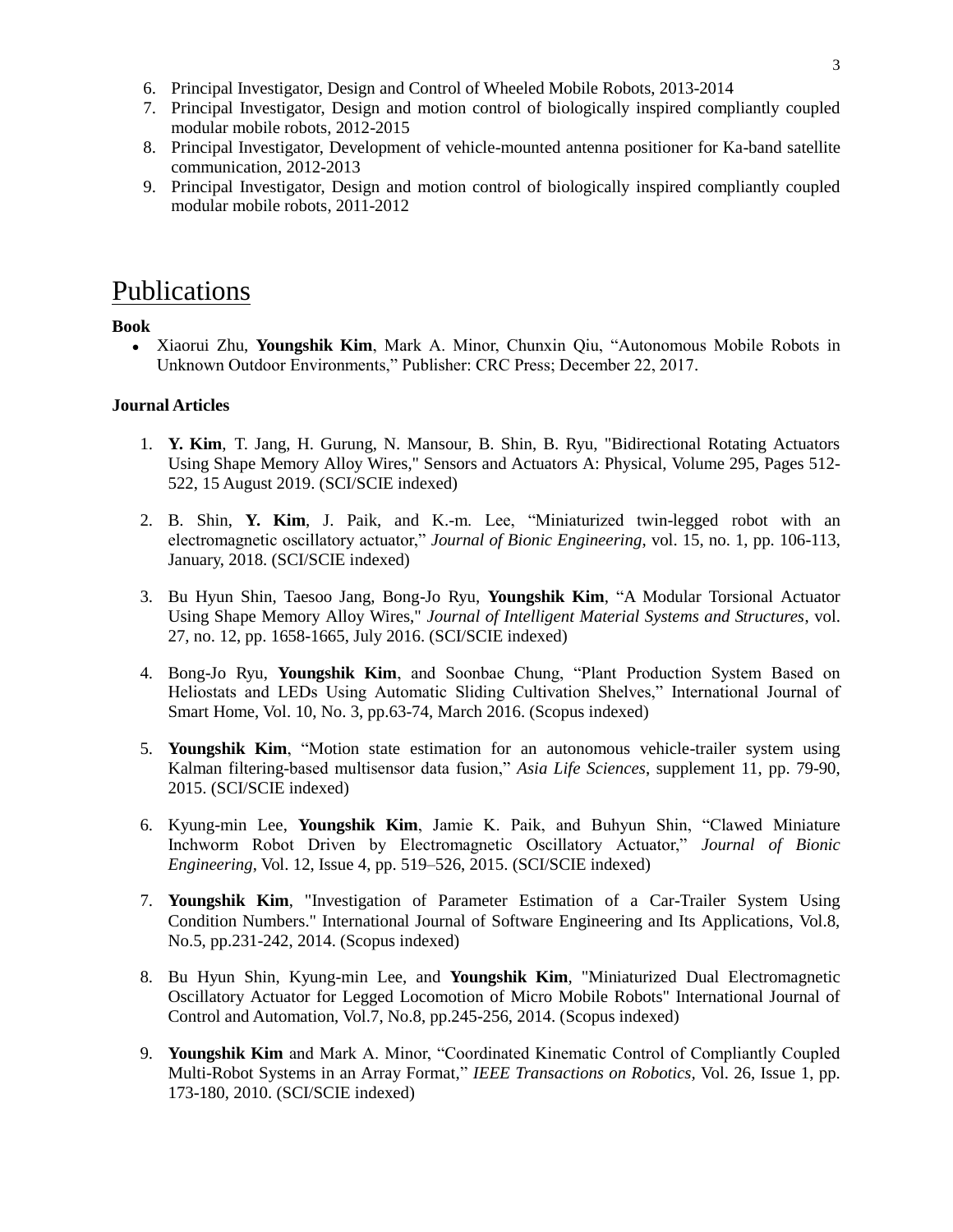6. Principal Investigator, Design and Control of Wheeled Mobile Robots, 2013-2014
7. Principal Investigator, Design and motion control of biologically inspired compliantly coupled modular mobile robots, 2012-2015
8. Principal Investigator, Development of vehicle-mounted antenna positioner for Ka-band satellite communication, 2012-2013
9. Principal Investigator, Design and motion control of biologically inspired compliantly coupled modular mobile robots, 2011-2012

# Publications

**Book**

- Xiaorui Zhu, **Youngshik Kim**, Mark A. Minor, Chunxin Qiu, "Autonomous Mobile Robots in Unknown Outdoor Environments," Publisher: CRC Press; December 22, 2017.

**Journal Articles**

1. **Y. Kim**, T. Jang, H. Gurung, N. Mansour, B. Shin, B. Ryu, "Bidirectional Rotating Actuators Using Shape Memory Alloy Wires," Sensors and Actuators A: Physical, Volume 295, Pages 512-522, 15 August 2019. (SCI/SCIE indexed)

2. B. Shin, **Y. Kim**, J. Paik, and K.-m. Lee, "Miniaturized twin-legged robot with an electromagnetic oscillatory actuator," *Journal of Bionic Engineering*, vol. 15, no. 1, pp. 106-113, January, 2018. (SCI/SCIE indexed)

3. Bu Hyun Shin, Taesoo Jang, Bong-Jo Ryu, **Youngshik Kim**, "A Modular Torsional Actuator Using Shape Memory Alloy Wires," *Journal of Intelligent Material Systems and Structures*, vol. 27, no. 12, pp. 1658-1665, July 2016. (SCI/SCIE indexed)

4. Bong-Jo Ryu, **Youngshik Kim**, and Soonbae Chung, "Plant Production System Based on Heliostats and LEDs Using Automatic Sliding Cultivation Shelves," International Journal of Smart Home, Vol. 10, No. 3, pp.63-74, March 2016. (Scopus indexed)

5. **Youngshik Kim**, "Motion state estimation for an autonomous vehicle-trailer system using Kalman filtering-based multisensor data fusion," *Asia Life Sciences*, supplement 11, pp. 79-90, 2015. (SCI/SCIE indexed)

6. Kyung-min Lee, **Youngshik Kim**, Jamie K. Paik, and Buhyun Shin, "Clawed Miniature Inchworm Robot Driven by Electromagnetic Oscillatory Actuator," *Journal of Bionic Engineering*, Vol. 12, Issue 4, pp. 519–526, 2015. (SCI/SCIE indexed)

7. **Youngshik Kim**, "Investigation of Parameter Estimation of a Car-Trailer System Using Condition Numbers." International Journal of Software Engineering and Its Applications, Vol.8, No.5, pp.231-242, 2014. (Scopus indexed)

8. Bu Hyun Shin, Kyung-min Lee, and **Youngshik Kim**, "Miniaturized Dual Electromagnetic Oscillatory Actuator for Legged Locomotion of Micro Mobile Robots" International Journal of Control and Automation, Vol.7, No.8, pp.245-256, 2014. (Scopus indexed)

9. **Youngshik Kim** and Mark A. Minor, "Coordinated Kinematic Control of Compliantly Coupled Multi-Robot Systems in an Array Format," *IEEE Transactions on Robotics*, Vol. 26, Issue 1, pp. 173-180, 2010. (SCI/SCIE indexed)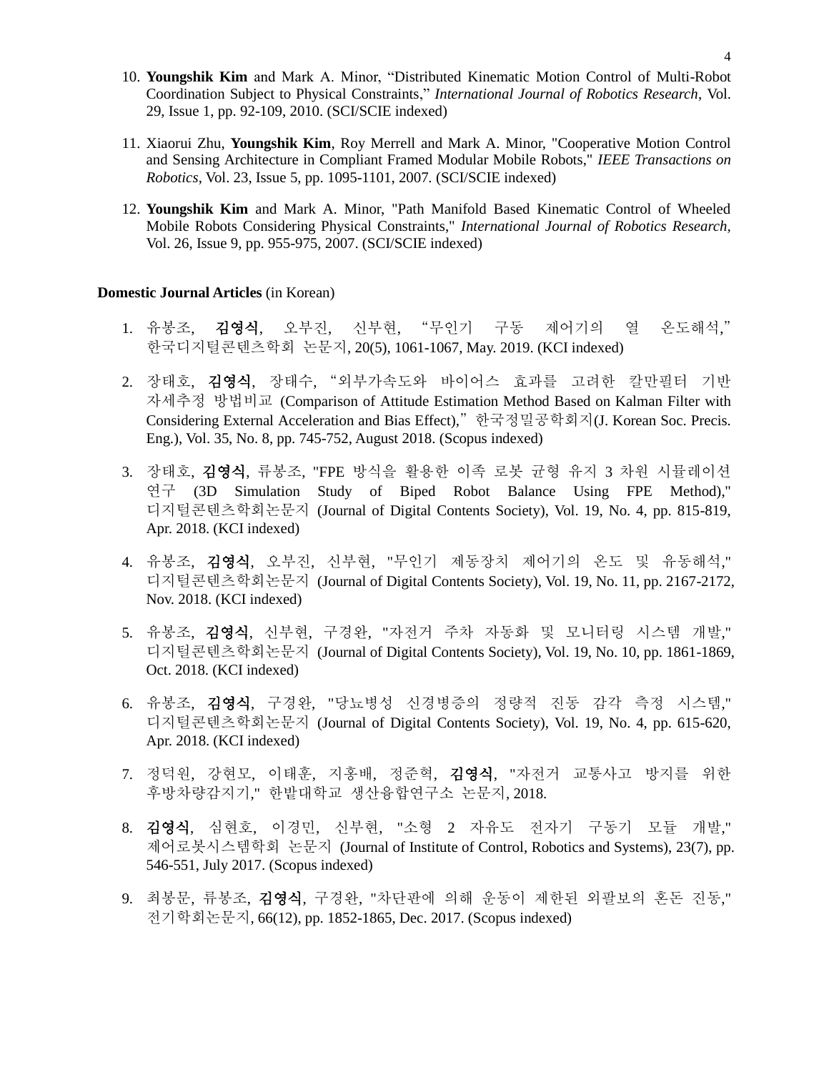10. **Youngshik Kim** and Mark A. Minor, “Distributed Kinematic Motion Control of Multi-Robot Coordination Subject to Physical Constraints,” *International Journal of Robotics Research*, Vol. 29, Issue 1, pp. 92-109, 2010. (SCI/SCIE indexed)

11. Xiaorui Zhu, **Youngshik Kim**, Roy Merrell and Mark A. Minor, "Cooperative Motion Control and Sensing Architecture in Compliant Framed Modular Mobile Robots," *IEEE Transactions on Robotics*, Vol. 23, Issue 5, pp. 1095-1101, 2007. (SCI/SCIE indexed)

12. **Youngshik Kim** and Mark A. Minor, "Path Manifold Based Kinematic Control of Wheeled Mobile Robots Considering Physical Constraints," *International Journal of Robotics Research*, Vol. 26, Issue 9, pp. 955-975, 2007. (SCI/SCIE indexed)

**Domestic Journal Articles** (in Korean)

1. 유봉조, **김영식**, 오부진, 신부현, “무인기 구동 제어기의 열 온도해석,” 한국디지털콘텐츠학회 논문지, 20(5), 1061-1067, May. 2019. (KCI indexed)

2. 장태호, **김영식**, 장태수, “외부가속도와 바이어스 효과를 고려한 칼만필터 기반 자세추정 방법비교 (Comparison of Attitude Estimation Method Based on Kalman Filter with Considering External Acceleration and Bias Effect),” 한국정밀공학회지(J. Korean Soc. Precis. Eng.), Vol. 35, No. 8, pp. 745-752, August 2018. (Scopus indexed)

3. 장태호, **김영식**, 류봉조, "FPE 방식을 활용한 이족 로봇 균형 유지 3 차원 시뮬레이션 연구 (3D Simulation Study of Biped Robot Balance Using FPE Method)," 디지털콘텐츠학회논문지 (Journal of Digital Contents Society), Vol. 19, No. 4, pp. 815-819, Apr. 2018. (KCI indexed)

4. 유봉조, **김영식**, 오부진, 신부현, "무인기 제동장치 제어기의 온도 및 유동해석," 디지털콘텐츠학회논문지 (Journal of Digital Contents Society), Vol. 19, No. 11, pp. 2167-2172, Nov. 2018. (KCI indexed)

5. 유봉조, **김영식**, 신부현, 구경완, "자전거 주차 자동화 및 모니터링 시스템 개발," 디지털콘텐츠학회논문지 (Journal of Digital Contents Society), Vol. 19, No. 10, pp. 1861-1869, Oct. 2018. (KCI indexed)

6. 유봉조, **김영식**, 구경완, "당뇨병성 신경병증의 정량적 진동 감각 측정 시스템," 디지털콘텐츠학회논문지 (Journal of Digital Contents Society), Vol. 19, No. 4, pp. 615-620, Apr. 2018. (KCI indexed)

7. 정덕원, 강현모, 이태훈, 지홍배, 정준혁, **김영식**, "자전거 교통사고 방지를 위한 후방차량감지기," 한밭대학교 생산융합연구소 논문지, 2018.

8. **김영식**, 심현호, 이경민, 신부현, "소형 2 자유도 전자기 구동기 모듈 개발," 제어로봇시스템학회 논문지 (Journal of Institute of Control, Robotics and Systems), 23(7), pp. 546-551, July 2017. (Scopus indexed)

9. 최봉문, 류봉조, **김영식**, 구경완, "차단판에 의해 운동이 제한된 외팔보의 혼돈 진동," 전기학회논문지, 66(12), pp. 1852-1865, Dec. 2017. (Scopus indexed)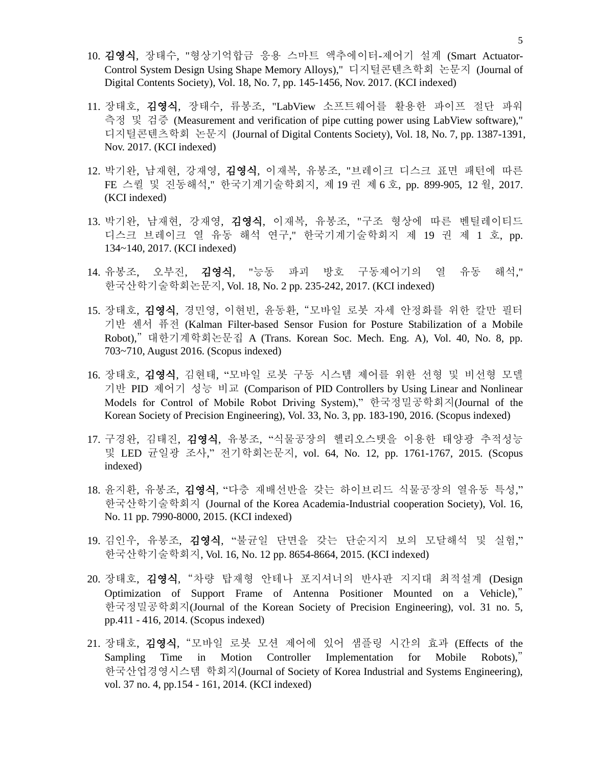10. **김영식**, 장태수, "형상기억합금 응용 스마트 액추에이터-제어기 설계 (Smart Actuator-Control System Design Using Shape Memory Alloys)," 디지털콘텐츠학회 논문지 (Journal of Digital Contents Society), Vol. 18, No. 7, pp. 145-1456, Nov. 2017. (KCI indexed)

11. 장태호, **김영식**, 장태수, 류봉조, "LabView 소프트웨어를 활용한 파이프 절단 파워 측정 및 검증 (Measurement and verification of pipe cutting power using LabView software)," 디지털콘텐츠학회 논문지 (Journal of Digital Contents Society), Vol. 18, No. 7, pp. 1387-1391, Nov. 2017. (KCI indexed)

12. 박기완, 남재현, 강재영, **김영식**, 이재복, 유봉조, "브레이크 디스크 표면 패턴에 따른 FE 스퀼 및 진동해석," 한국기계기술학회지, 제 19 권 제 6 호, pp. 899-905, 12 월, 2017. (KCI indexed)

13. 박기완, 남재현, 강재영, **김영식**, 이재복, 유봉조, "구조 형상에 따른 벤틸레이티드 디스크 브레이크 열 유동 해석 연구," 한국기계기술학회지 제 19 권 제 1 호, pp. 134~140, 2017. (KCI indexed)

14. 유봉조, 오부진, **김영식**, "능동 파괴 방호 구동제어기의 열 유동 해석," 한국산학기술학회논문지, Vol. 18, No. 2 pp. 235-242, 2017. (KCI indexed)

15. 장태호, **김영식**, 경민영, 이현빈, 윤동환, "모바일 로봇 자세 안정화를 위한 칼만 필터 기반 센서 퓨전 (Kalman Filter-based Sensor Fusion for Posture Stabilization of a Mobile Robot)," 대한기계학회논문집 A (Trans. Korean Soc. Mech. Eng. A), Vol. 40, No. 8, pp. 703~710, August 2016. (Scopus indexed)

16. 장태호, **김영식**, 김현태, "모바일 로봇 구동 시스템 제어를 위한 선형 및 비선형 모델 기반 PID 제어기 성능 비교 (Comparison of PID Controllers by Using Linear and Nonlinear Models for Control of Mobile Robot Driving System)," 한국정밀공학회지(Journal of the Korean Society of Precision Engineering), Vol. 33, No. 3, pp. 183-190, 2016. (Scopus indexed)

17. 구경완, 김태진, **김영식**, 유봉조, "식물공장의 헬리오스탯을 이용한 태양광 추적성능 및 LED 균일광 조사," 전기학회논문지, vol. 64, No. 12, pp. 1761-1767, 2015. (Scopus indexed)

18. 윤지환, 유봉조, **김영식**, "다층 재배선반을 갖는 하이브리드 식물공장의 열유동 특성," 한국산학기술학회지 (Journal of the Korea Academia-Industrial cooperation Society), Vol. 16, No. 11 pp. 7990-8000, 2015. (KCI indexed)

19. 김인우, 유봉조, **김영식**, "불균일 단면을 갖는 단순지지 보의 모달해석 및 실험," 한국산학기술학회지, Vol. 16, No. 12 pp. 8654-8664, 2015. (KCI indexed)

20. 장태호, **김영식**, "차량 탑재형 안테나 포지셔너의 반사판 지지대 최적설계 (Design Optimization of Support Frame of Antenna Positioner Mounted on a Vehicle)," 한국정밀공학회지(Journal of the Korean Society of Precision Engineering), vol. 31 no. 5, pp.411 - 416, 2014. (Scopus indexed)

21. 장태호, **김영식**, "모바일 로봇 모션 제어에 있어 샘플링 시간의 효과 (Effects of the Sampling Time in Motion Controller Implementation for Mobile Robots)," 한국산업경영시스템 학회지(Journal of Society of Korea Industrial and Systems Engineering), vol. 37 no. 4, pp.154 - 161, 2014. (KCI indexed)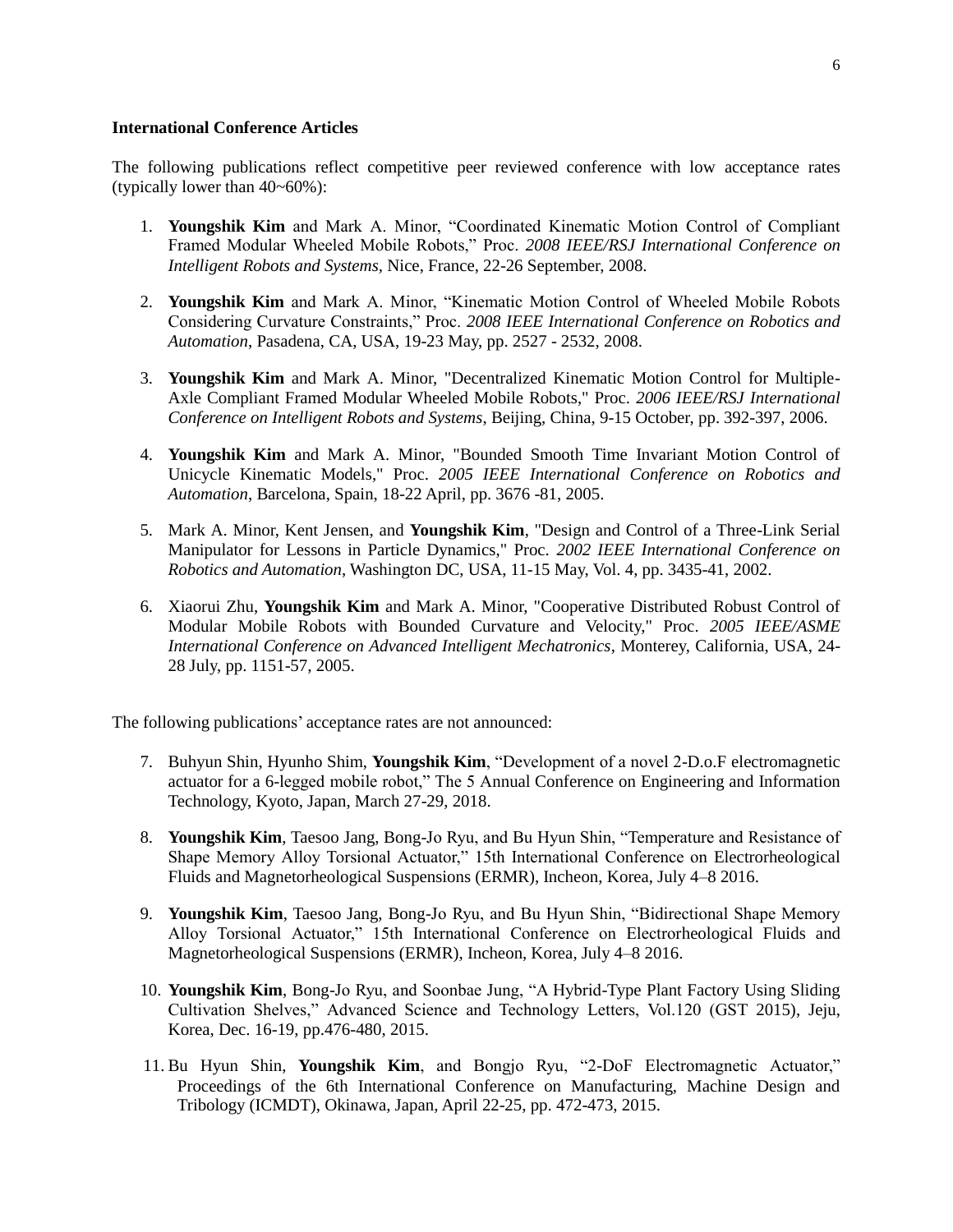**International Conference Articles**

The following publications reflect competitive peer reviewed conference with low acceptance rates (typically lower than 40~60%):

1. **Youngshik Kim** and Mark A. Minor, "Coordinated Kinematic Motion Control of Compliant Framed Modular Wheeled Mobile Robots," Proc. *2008 IEEE/RSJ International Conference on Intelligent Robots and Systems*, Nice, France, 22-26 September, 2008.

2. **Youngshik Kim** and Mark A. Minor, "Kinematic Motion Control of Wheeled Mobile Robots Considering Curvature Constraints," Proc. *2008 IEEE International Conference on Robotics and Automation*, Pasadena, CA, USA, 19-23 May, pp. 2527 - 2532, 2008.

3. **Youngshik Kim** and Mark A. Minor, "Decentralized Kinematic Motion Control for Multiple-Axle Compliant Framed Modular Wheeled Mobile Robots," Proc. *2006 IEEE/RSJ International Conference on Intelligent Robots and Systems*, Beijing, China, 9-15 October, pp. 392-397, 2006.

4. **Youngshik Kim** and Mark A. Minor, "Bounded Smooth Time Invariant Motion Control of Unicycle Kinematic Models," Proc. *2005 IEEE International Conference on Robotics and Automation*, Barcelona, Spain, 18-22 April, pp. 3676 -81, 2005.

5. Mark A. Minor, Kent Jensen, and **Youngshik Kim**, "Design and Control of a Three-Link Serial Manipulator for Lessons in Particle Dynamics," Proc. *2002 IEEE International Conference on Robotics and Automation*, Washington DC, USA, 11-15 May, Vol. 4, pp. 3435-41, 2002.

6. Xiaorui Zhu, **Youngshik Kim** and Mark A. Minor, "Cooperative Distributed Robust Control of Modular Mobile Robots with Bounded Curvature and Velocity," Proc. *2005 IEEE/ASME International Conference on Advanced Intelligent Mechatronics*, Monterey, California, USA, 24-28 July, pp. 1151-57, 2005.

The following publications' acceptance rates are not announced:

7. Buhyun Shin, Hyunho Shim, **Youngshik Kim**, "Development of a novel 2-D.o.F electromagnetic actuator for a 6-legged mobile robot," The 5 Annual Conference on Engineering and Information Technology, Kyoto, Japan, March 27-29, 2018.

8. **Youngshik Kim**, Taesoo Jang, Bong-Jo Ryu, and Bu Hyun Shin, "Temperature and Resistance of Shape Memory Alloy Torsional Actuator," 15th International Conference on Electrorheological Fluids and Magnetorheological Suspensions (ERMR), Incheon, Korea, July 4–8 2016.

9. **Youngshik Kim**, Taesoo Jang, Bong-Jo Ryu, and Bu Hyun Shin, "Bidirectional Shape Memory Alloy Torsional Actuator," 15th International Conference on Electrorheological Fluids and Magnetorheological Suspensions (ERMR), Incheon, Korea, July 4–8 2016.

10. **Youngshik Kim**, Bong-Jo Ryu, and Soonbae Jung, "A Hybrid-Type Plant Factory Using Sliding Cultivation Shelves," Advanced Science and Technology Letters, Vol.120 (GST 2015), Jeju, Korea, Dec. 16-19, pp.476-480, 2015.

11. Bu Hyun Shin, **Youngshik Kim**, and Bongjo Ryu, "2-DoF Electromagnetic Actuator," Proceedings of the 6th International Conference on Manufacturing, Machine Design and Tribology (ICMDT), Okinawa, Japan, April 22-25, pp. 472-473, 2015.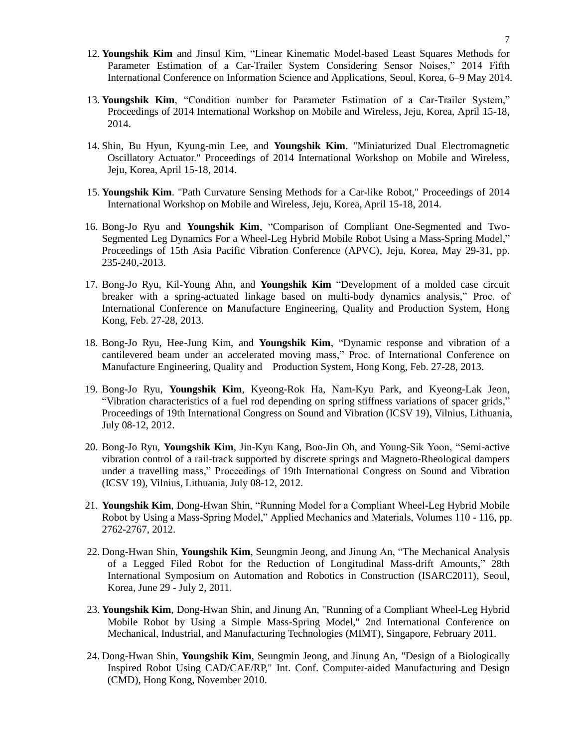12. **Youngshik Kim** and Jinsul Kim, “Linear Kinematic Model-based Least Squares Methods for Parameter Estimation of a Car-Trailer System Considering Sensor Noises,” 2014 Fifth International Conference on Information Science and Applications, Seoul, Korea, 6–9 May 2014.

13. **Youngshik Kim**, “Condition number for Parameter Estimation of a Car-Trailer System,” Proceedings of 2014 International Workshop on Mobile and Wireless, Jeju, Korea, April 15-18, 2014.

14. Shin, Bu Hyun, Kyung-min Lee, and **Youngshik Kim**. "Miniaturized Dual Electromagnetic Oscillatory Actuator." Proceedings of 2014 International Workshop on Mobile and Wireless, Jeju, Korea, April 15-18, 2014.

15. **Youngshik Kim**. "Path Curvature Sensing Methods for a Car-like Robot," Proceedings of 2014 International Workshop on Mobile and Wireless, Jeju, Korea, April 15-18, 2014.

16. Bong-Jo Ryu and **Youngshik Kim**, “Comparison of Compliant One-Segmented and Two-Segmented Leg Dynamics For a Wheel-Leg Hybrid Mobile Robot Using a Mass-Spring Model,” Proceedings of 15th Asia Pacific Vibration Conference (APVC), Jeju, Korea, May 29-31, pp. 235-240,-2013.

17. Bong-Jo Ryu, Kil-Young Ahn, and **Youngshik Kim** “Development of a molded case circuit breaker with a spring-actuated linkage based on multi-body dynamics analysis,” Proc. of International Conference on Manufacture Engineering, Quality and Production System, Hong Kong, Feb. 27-28, 2013.

18. Bong-Jo Ryu, Hee-Jung Kim, and **Youngshik Kim**, “Dynamic response and vibration of a cantilevered beam under an accelerated moving mass,” Proc. of International Conference on Manufacture Engineering, Quality and Production System, Hong Kong, Feb. 27-28, 2013.

19. Bong-Jo Ryu, **Youngshik Kim**, Kyeong-Rok Ha, Nam-Kyu Park, and Kyeong-Lak Jeon, “Vibration characteristics of a fuel rod depending on spring stiffness variations of spacer grids,” Proceedings of 19th International Congress on Sound and Vibration (ICSV 19), Vilnius, Lithuania, July 08-12, 2012.

20. Bong-Jo Ryu, **Youngshik Kim**, Jin-Kyu Kang, Boo-Jin Oh, and Young-Sik Yoon, “Semi-active vibration control of a rail-track supported by discrete springs and Magneto-Rheological dampers under a travelling mass,” Proceedings of 19th International Congress on Sound and Vibration (ICSV 19), Vilnius, Lithuania, July 08-12, 2012.

21. **Youngshik Kim**, Dong-Hwan Shin, “Running Model for a Compliant Wheel-Leg Hybrid Mobile Robot by Using a Mass-Spring Model,” Applied Mechanics and Materials, Volumes 110 - 116, pp. 2762-2767, 2012.

22. Dong-Hwan Shin, **Youngshik Kim**, Seungmin Jeong, and Jinung An, “The Mechanical Analysis of a Legged Filed Robot for the Reduction of Longitudinal Mass-drift Amounts,” 28th International Symposium on Automation and Robotics in Construction (ISARC2011), Seoul, Korea, June 29 - July 2, 2011.

23. **Youngshik Kim**, Dong-Hwan Shin, and Jinung An, "Running of a Compliant Wheel-Leg Hybrid Mobile Robot by Using a Simple Mass-Spring Model," 2nd International Conference on Mechanical, Industrial, and Manufacturing Technologies (MIMT), Singapore, February 2011.

24. Dong-Hwan Shin, **Youngshik Kim**, Seungmin Jeong, and Jinung An, "Design of a Biologically Inspired Robot Using CAD/CAE/RP," Int. Conf. Computer-aided Manufacturing and Design (CMD), Hong Kong, November 2010.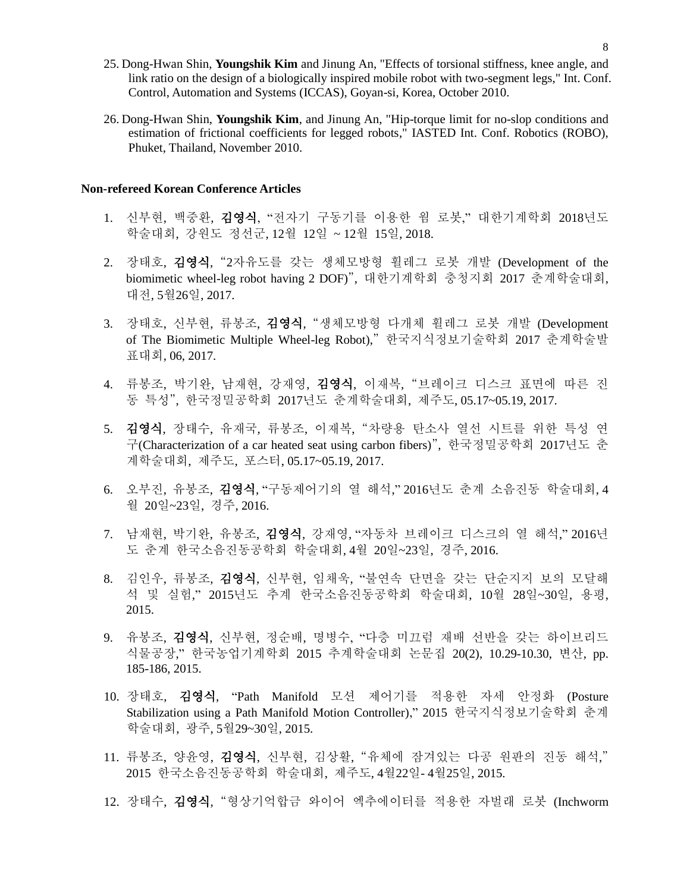25. Dong-Hwan Shin, **Youngshik Kim** and Jinung An, "Effects of torsional stiffness, knee angle, and link ratio on the design of a biologically inspired mobile robot with two-segment legs," Int. Conf. Control, Automation and Systems (ICCAS), Goyan-si, Korea, October 2010.

26. Dong-Hwan Shin, **Youngshik Kim**, and Jinung An, "Hip-torque limit for no-slop conditions and estimation of frictional coefficients for legged robots," IASTED Int. Conf. Robotics (ROBO), Phuket, Thailand, November 2010.

**Non-refereed Korean Conference Articles**

1. 신부현, 백중환, **김영식**, "전자기 구동기를 이용한 웜 로봇," 대한기계학회 2018년도 학술대회, 강원도 정선군, 12월 12일 ~ 12월 15일, 2018.

2. 장태호, **김영식**, "2자유도를 갖는 생체모방형 휠레그 로봇 개발 (Development of the biomimetic wheel-leg robot having 2 DOF)", 대한기계학회 충청지회 2017 춘계학술대회, 대전, 5월26일, 2017.

3. 장태호, 신부현, 류봉조, **김영식**, "생체모방형 다개체 휠레그 로봇 개발 (Development of The Biomimetic Multiple Wheel-leg Robot)," 한국지식정보기술학회 2017 춘계학술발표대회, 06, 2017.

4. 류봉조, 박기완, 남재현, 강재영, **김영식**, 이재복, "브레이크 디스크 표면에 따른 진동 특성", 한국정밀공학회 2017년도 춘계학술대회, 제주도, 05.17~05.19, 2017.

5. **김영식**, 장태수, 유재국, 류봉조, 이재복, "차량용 탄소사 열선 시트를 위한 특성 연구(Characterization of a car heated seat using carbon fibers)", 한국정밀공학회 2017년도 춘계학술대회, 제주도, 포스터, 05.17~05.19, 2017.

6. 오부진, 유봉조, **김영식**, "구동제어기의 열 해석," 2016년도 춘계 소음진동 학술대회, 4월 20일~23일, 경주, 2016.

7. 남재현, 박기완, 유봉조, **김영식**, 강재영, "자동차 브레이크 디스크의 열 해석," 2016년도 춘계 한국소음진동공학회 학술대회, 4월 20일~23일, 경주, 2016.

8. 김인우, 류봉조, **김영식**, 신부현, 임채욱, "불연속 단면을 갖는 단순지지 보의 모달해석 및 실험," 2015년도 추계 한국소음진동공학회 학술대회, 10월 28일~30일, 용평, 2015.

9. 유봉조, **김영식**, 신부현, 정순배, 명병수, "다층 미끄럼 재배 선반을 갖는 하이브리드 식물공장," 한국농업기계학회 2015 추계학술대회 논문집 20(2), 10.29-10.30, 변산, pp. 185-186, 2015.

10. 장태호, **김영식**, "Path Manifold 모션 제어기를 적용한 자세 안정화 (Posture Stabilization using a Path Manifold Motion Controller)," 2015 한국지식정보기술학회 춘계학술대회, 광주, 5월29~30일, 2015.

11. 류봉조, 양윤영, **김영식**, 신부현, 김상활, "유체에 잠겨있는 다공 원판의 진동 해석," 2015 한국소음진동공학회 학술대회, 제주도, 4월22일- 4월25일, 2015.

12. 장태수, **김영식**, "형상기억합금 와이어 엑추에이터를 적용한 자벌래 로봇 (Inchworm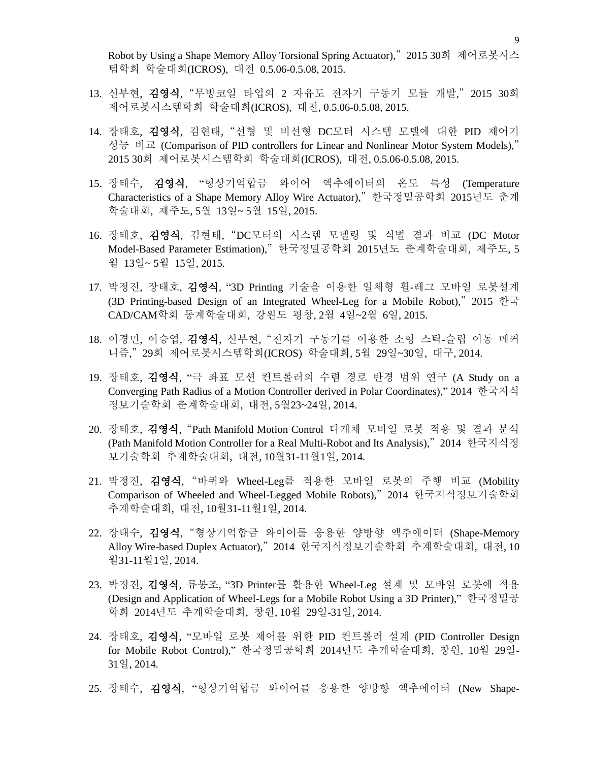Robot by Using a Shape Memory Alloy Torsional Spring Actuator)," 2015 30회 제어로봇시스템학회 학술대회(ICROS), 대전 0.5.06-0.5.08, 2015.

13. 신부현, **김영식**, "무빙코일 타입의 2 자유도 전자기 구동기 모듈 개발," 2015 30회 제어로봇시스템학회 학술대회(ICROS), 대전, 0.5.06-0.5.08, 2015.

14. 장태호, **김영식**, 김현태, "선형 및 비선형 DC모터 시스템 모델에 대한 PID 제어기 성능 비교 (Comparison of PID controllers for Linear and Nonlinear Motor System Models)," 2015 30회 제어로봇시스템학회 학술대회(ICROS), 대전, 0.5.06-0.5.08, 2015.

15. 장태수, **김영식**, "형상기억합금 와이어 액추에이터의 온도 특성 (Temperature Characteristics of a Shape Memory Alloy Wire Actuator)," 한국정밀공학회 2015년도 춘계학술대회, 제주도, 5월 13일~ 5월 15일, 2015.

16. 장태호, **김영식**, 김현태, "DC모터의 시스템 모델링 및 식별 결과 비교 (DC Motor Model-Based Parameter Estimation)," 한국정밀공학회 2015년도 춘계학술대회, 제주도, 5월 13일~ 5월 15일, 2015.

17. 박정진, 장태호, **김영식**, "3D Printing 기술을 이용한 일체형 휠-레그 모바일 로봇설계 (3D Printing-based Design of an Integrated Wheel-Leg for a Mobile Robot)," 2015 한국 CAD/CAM학회 동계학술대회, 강원도 평창, 2월 4일~2월 6일, 2015.

18. 이경민, 이승엽, **김영식**, 신부현, "전자기 구동기를 이용한 소형 스틱-슬립 이동 메커니즘," 29회 제어로봇시스템학회(ICROS) 학술대회, 5월 29일~30일, 대구, 2014.

19. 장태호, **김영식**, "극 좌표 모션 컨트롤러의 수렴 경로 반경 범위 연구 (A Study on a Converging Path Radius of a Motion Controller derived in Polar Coordinates)," 2014 한국지식정보기술학회 춘계학술대회, 대전, 5월23~24일, 2014.

20. 장태호, **김영식**, "Path Manifold Motion Control 다개체 모바일 로봇 적용 및 결과 분석 (Path Manifold Motion Controller for a Real Multi-Robot and Its Analysis)," 2014 한국지식정보기술학회 추계학술대회, 대전, 10월31-11월1일, 2014.

21. 박정진, **김영식**, "바퀴와 Wheel-Leg를 적용한 모바일 로봇의 주행 비교 (Mobility Comparison of Wheeled and Wheel-Legged Mobile Robots)," 2014 한국지식정보기술학회 추계학술대회, 대전, 10월31-11월1일, 2014.

22. 장태수, **김영식**, "형상기억합금 와이어를 응용한 양방향 엑추에이터 (Shape-Memory Alloy Wire-based Duplex Actuator)," 2014 한국지식정보기술학회 추계학술대회, 대전, 10월31-11월1일, 2014.

23. 박정진, **김영식**, 류봉조, "3D Printer를 활용한 Wheel-Leg 설계 및 모바일 로봇에 적용 (Design and Application of Wheel-Legs for a Mobile Robot Using a 3D Printer)," 한국정밀공학회 2014년도 추계학술대회, 창원, 10월 29일-31일, 2014.

24. 장태호, **김영식**, "모바일 로봇 제어를 위한 PID 컨트롤러 설계 (PID Controller Design for Mobile Robot Control)," 한국정밀공학회 2014년도 추계학술대회, 창원, 10월 29일-31일, 2014.

25. 장태수, **김영식**, "형상기억합금 와이어를 응용한 양방향 액추에이터 (New Shape-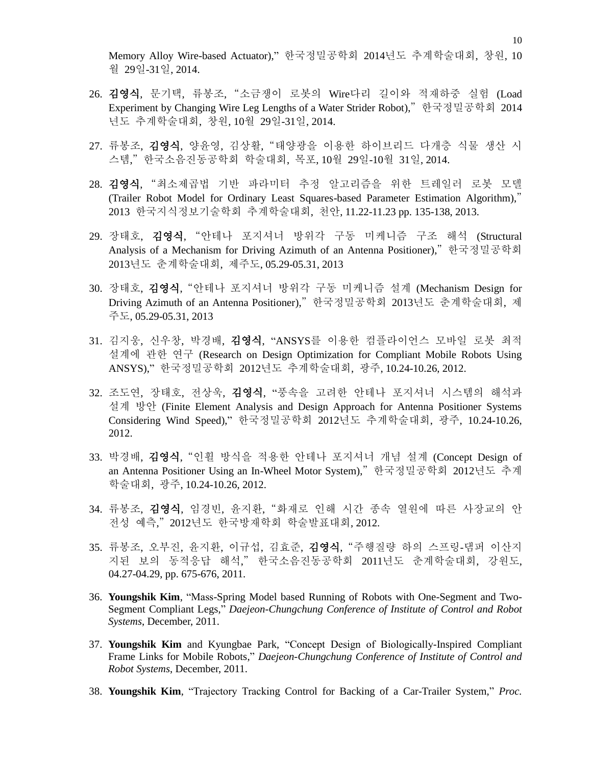Memory Alloy Wire-based Actuator)," 한국정밀공학회 2014년도 추계학술대회, 창원, 10월 29일-31일, 2014.

26. **김영식**, 문기택, 류봉조, "소금쟁이 로봇의 Wire다리 길이와 적재하중 실험 (Load Experiment by Changing Wire Leg Lengths of a Water Strider Robot)," 한국정밀공학회 2014년도 추계학술대회, 창원, 10월 29일-31일, 2014.

27. 류봉조, **김영식**, 양윤영, 김상활, "태양광을 이용한 하이브리드 다개층 식물 생산 시스템," 한국소음진동공학회 학술대회, 목포, 10월 29일-10월 31일, 2014.

28. **김영식**, "최소제곱법 기반 파라미터 추정 알고리즘을 위한 트레일러 로봇 모델 (Trailer Robot Model for Ordinary Least Squares-based Parameter Estimation Algorithm)," 2013 한국지식정보기술학회 추계학술대회, 천안, 11.22-11.23 pp. 135-138, 2013.

29. 장태호, **김영식**, "안테나 포지셔너 방위각 구동 미케니즘 구조 해석 (Structural Analysis of a Mechanism for Driving Azimuth of an Antenna Positioner)," 한국정밀공학회 2013년도 춘계학술대회, 제주도, 05.29-05.31, 2013

30. 장태호, **김영식**, "안테나 포지셔너 방위각 구동 미케니즘 설계 (Mechanism Design for Driving Azimuth of an Antenna Positioner)," 한국정밀공학회 2013년도 춘계학술대회, 제주도, 05.29-05.31, 2013

31. 김지웅, 신우창, 박경배, **김영식**, "ANSYS를 이용한 컴플라이언스 모바일 로봇 최적 설계에 관한 연구 (Research on Design Optimization for Compliant Mobile Robots Using ANSYS)," 한국정밀공학회 2012년도 추계학술대회, 광주, 10.24-10.26, 2012.

32. 조도연, 장태호, 전상욱, **김영식**, "풍속을 고려한 안테나 포지셔너 시스템의 해석과 설계 방안 (Finite Element Analysis and Design Approach for Antenna Positioner Systems Considering Wind Speed)," 한국정밀공학회 2012년도 추계학술대회, 광주, 10.24-10.26, 2012.

33. 박경배, **김영식**, "인휠 방식을 적용한 안테나 포지셔너 개념 설계 (Concept Design of an Antenna Positioner Using an In-Wheel Motor System)," 한국정밀공학회 2012년도 추계학술대회, 광주, 10.24-10.26, 2012.

34. 류봉조, **김영식**, 임경빈, 윤지환, "화재로 인해 시간 종속 열원에 따른 사장교의 안전성 예측," 2012년도 한국방재학회 학술발표대회, 2012.

35. 류봉조, 오부진, 윤지환, 이규섭, 김효준, **김영식**, "주행질량 하의 스프링-댐퍼 이산지지된 보의 동적응답 해석," 한국소음진동공학회 2011년도 춘계학술대회, 강원도, 04.27-04.29, pp. 675-676, 2011.

36. **Youngshik Kim**, "Mass-Spring Model based Running of Robots with One-Segment and Two-Segment Compliant Legs," *Daejeon-Chungchung Conference of Institute of Control and Robot Systems*, December, 2011.

37. **Youngshik Kim** and Kyungbae Park, "Concept Design of Biologically-Inspired Compliant Frame Links for Mobile Robots," *Daejeon-Chungchung Conference of Institute of Control and Robot Systems*, December, 2011.

38. **Youngshik Kim**, "Trajectory Tracking Control for Backing of a Car-Trailer System," *Proc.*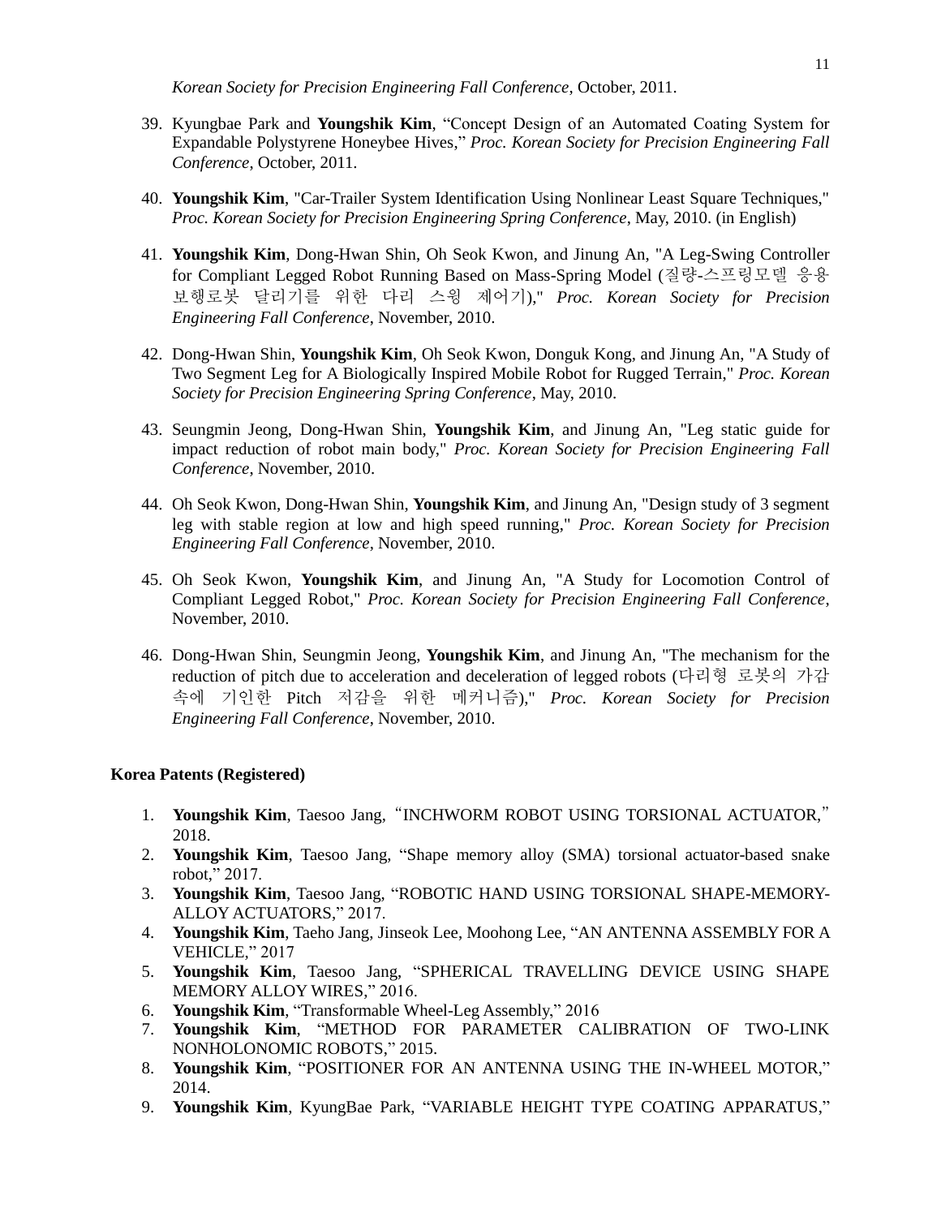*Korean Society for Precision Engineering Fall Conference*, October, 2011.

39. Kyungbae Park and **Youngshik Kim**, “Concept Design of an Automated Coating System for Expandable Polystyrene Honeybee Hives,” *Proc. Korean Society for Precision Engineering Fall Conference*, October, 2011.

40. **Youngshik Kim**, "Car-Trailer System Identification Using Nonlinear Least Square Techniques," *Proc. Korean Society for Precision Engineering Spring Conference*, May, 2010. (in English)

41. **Youngshik Kim**, Dong-Hwan Shin, Oh Seok Kwon, and Jinung An, "A Leg-Swing Controller for Compliant Legged Robot Running Based on Mass-Spring Model (질량-스프링모델 응용 보행로봇 달리기를 위한 다리 스윙 제어기)," *Proc. Korean Society for Precision Engineering Fall Conference*, November, 2010.

42. Dong-Hwan Shin, **Youngshik Kim**, Oh Seok Kwon, Donguk Kong, and Jinung An, "A Study of Two Segment Leg for A Biologically Inspired Mobile Robot for Rugged Terrain," *Proc. Korean Society for Precision Engineering Spring Conference*, May, 2010.

43. Seungmin Jeong, Dong-Hwan Shin, **Youngshik Kim**, and Jinung An, "Leg static guide for impact reduction of robot main body," *Proc. Korean Society for Precision Engineering Fall Conference*, November, 2010.

44. Oh Seok Kwon, Dong-Hwan Shin, **Youngshik Kim**, and Jinung An, "Design study of 3 segment leg with stable region at low and high speed running," *Proc. Korean Society for Precision Engineering Fall Conference*, November, 2010.

45. Oh Seok Kwon, **Youngshik Kim**, and Jinung An, "A Study for Locomotion Control of Compliant Legged Robot," *Proc. Korean Society for Precision Engineering Fall Conference*, November, 2010.

46. Dong-Hwan Shin, Seungmin Jeong, **Youngshik Kim**, and Jinung An, "The mechanism for the reduction of pitch due to acceleration and deceleration of legged robots (다리형 로봇의 가감속에 기인한 Pitch 저감을 위한 메커니즘)," *Proc. Korean Society for Precision Engineering Fall Conference*, November, 2010.

**Korea Patents (Registered)**

1. **Youngshik Kim**, Taesoo Jang, “INCHWORM ROBOT USING TORSIONAL ACTUATOR,” 2018.
2. **Youngshik Kim**, Taesoo Jang, “Shape memory alloy (SMA) torsional actuator-based snake robot,” 2017.
3. **Youngshik Kim**, Taesoo Jang, “ROBOTIC HAND USING TORSIONAL SHAPE-MEMORY-ALLOY ACTUATORS,” 2017.
4. **Youngshik Kim**, Taeho Jang, Jinseok Lee, Moohong Lee, “AN ANTENNA ASSEMBLY FOR A VEHICLE,” 2017
5. **Youngshik Kim**, Taesoo Jang, “SPHERICAL TRAVELLING DEVICE USING SHAPE MEMORY ALLOY WIRES,” 2016.
6. **Youngshik Kim**, “Transformable Wheel-Leg Assembly,” 2016
7. **Youngshik Kim**, “METHOD FOR PARAMETER CALIBRATION OF TWO-LINK NONHOLONOMIC ROBOTS,” 2015.
8. **Youngshik Kim**, “POSITIONER FOR AN ANTENNA USING THE IN-WHEEL MOTOR,” 2014.
9. **Youngshik Kim**, KyungBae Park, “VARIABLE HEIGHT TYPE COATING APPARATUS,”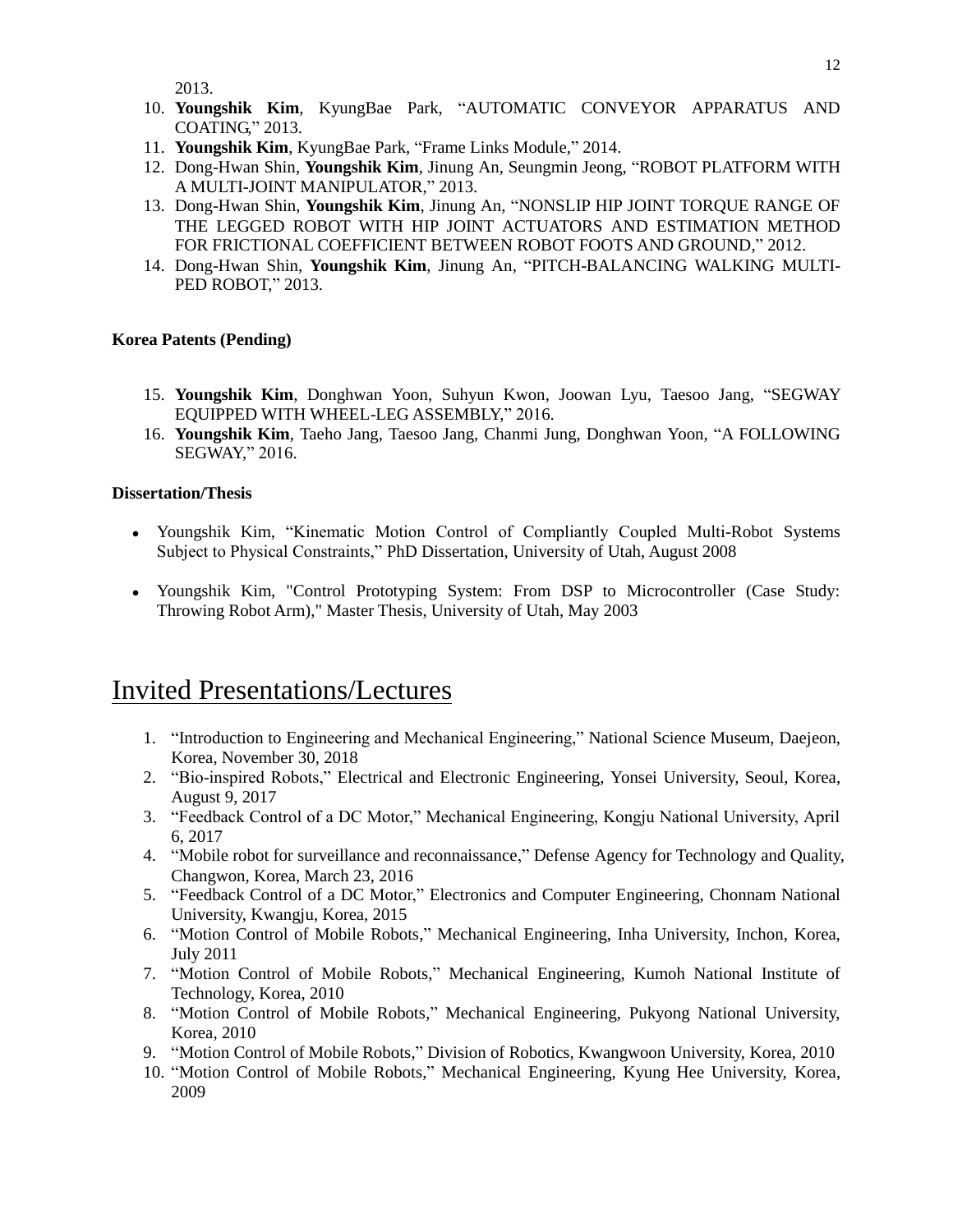2013.

10. **Youngshik Kim**, KyungBae Park, "AUTOMATIC CONVEYOR APPARATUS AND COATING," 2013.
11. **Youngshik Kim**, KyungBae Park, "Frame Links Module," 2014.
12. Dong-Hwan Shin, **Youngshik Kim**, Jinung An, Seungmin Jeong, "ROBOT PLATFORM WITH A MULTI-JOINT MANIPULATOR," 2013.
13. Dong-Hwan Shin, **Youngshik Kim**, Jinung An, "NONSLIP HIP JOINT TORQUE RANGE OF THE LEGGED ROBOT WITH HIP JOINT ACTUATORS AND ESTIMATION METHOD FOR FRICTIONAL COEFFICIENT BETWEEN ROBOT FOOTS AND GROUND," 2012.
14. Dong-Hwan Shin, **Youngshik Kim**, Jinung An, "PITCH-BALANCING WALKING MULTI-PED ROBOT," 2013.

**Korea Patents (Pending)**

15. **Youngshik Kim**, Donghwan Yoon, Suhyun Kwon, Joowan Lyu, Taesoo Jang, "SEGWAY EQUIPPED WITH WHEEL-LEG ASSEMBLY," 2016.
16. **Youngshik Kim**, Taeho Jang, Taesoo Jang, Chanmi Jung, Donghwan Yoon, "A FOLLOWING SEGWAY," 2016.

**Dissertation/Thesis**

- Youngshik Kim, "Kinematic Motion Control of Compliantly Coupled Multi-Robot Systems Subject to Physical Constraints," PhD Dissertation, University of Utah, August 2008
- Youngshik Kim, "Control Prototyping System: From DSP to Microcontroller (Case Study: Throwing Robot Arm)," Master Thesis, University of Utah, May 2003

# Invited Presentations/Lectures

1. "Introduction to Engineering and Mechanical Engineering," National Science Museum, Daejeon, Korea, November 30, 2018
2. "Bio-inspired Robots," Electrical and Electronic Engineering, Yonsei University, Seoul, Korea, August 9, 2017
3. "Feedback Control of a DC Motor," Mechanical Engineering, Kongju National University, April 6, 2017
4. "Mobile robot for surveillance and reconnaissance," Defense Agency for Technology and Quality, Changwon, Korea, March 23, 2016
5. "Feedback Control of a DC Motor," Electronics and Computer Engineering, Chonnam National University, Kwangju, Korea, 2015
6. "Motion Control of Mobile Robots," Mechanical Engineering, Inha University, Inchon, Korea, July 2011
7. "Motion Control of Mobile Robots," Mechanical Engineering, Kumoh National Institute of Technology, Korea, 2010
8. "Motion Control of Mobile Robots," Mechanical Engineering, Pukyong National University, Korea, 2010
9. "Motion Control of Mobile Robots," Division of Robotics, Kwangwoon University, Korea, 2010
10. "Motion Control of Mobile Robots," Mechanical Engineering, Kyung Hee University, Korea, 2009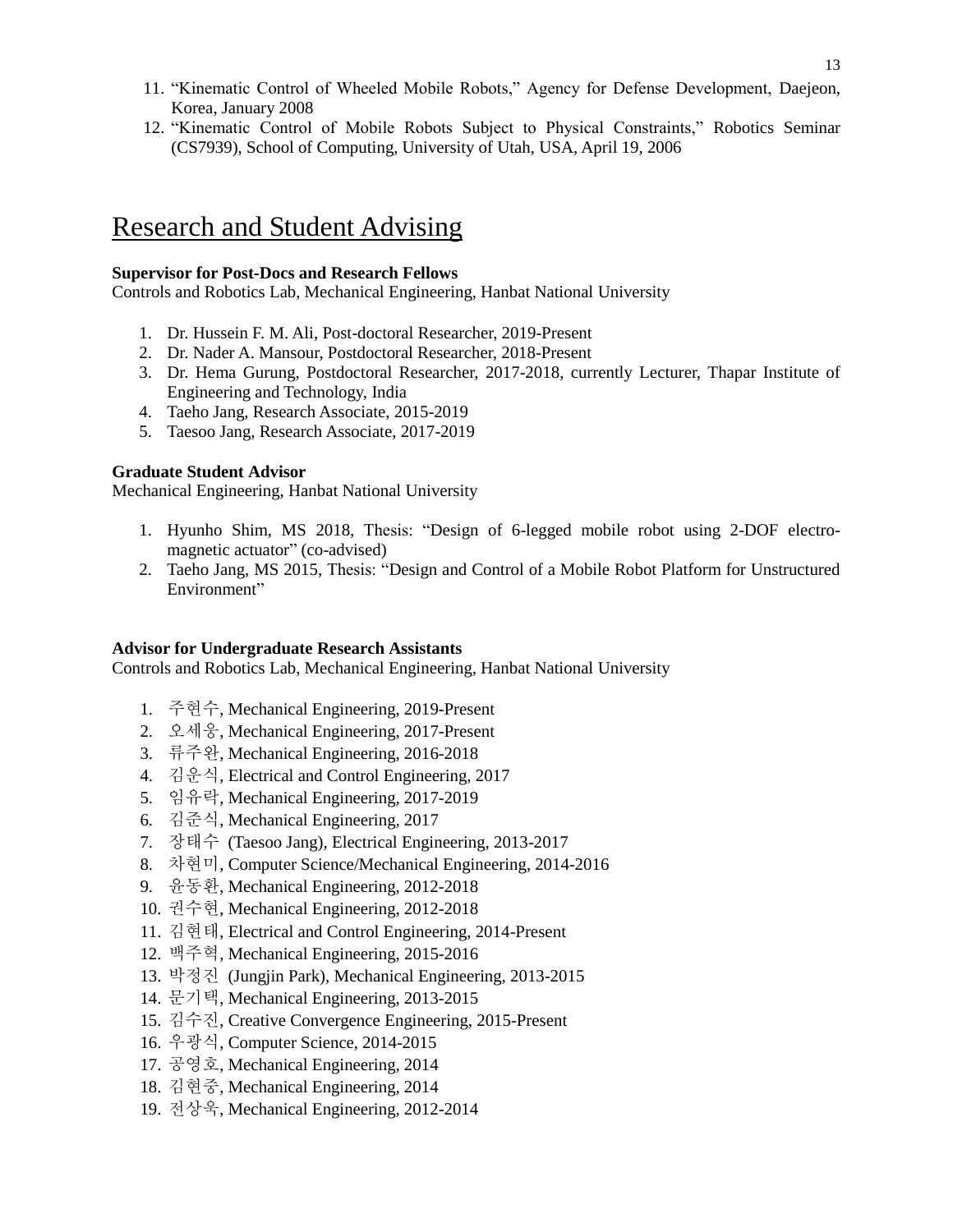11. "Kinematic Control of Wheeled Mobile Robots," Agency for Defense Development, Daejeon, Korea, January 2008
12. "Kinematic Control of Mobile Robots Subject to Physical Constraints," Robotics Seminar (CS7939), School of Computing, University of Utah, USA, April 19, 2006

# Research and Student Advising

**Supervisor for Post-Docs and Research Fellows**
Controls and Robotics Lab, Mechanical Engineering, Hanbat National University

1. Dr. Hussein F. M. Ali, Post-doctoral Researcher, 2019-Present
2. Dr. Nader A. Mansour, Postdoctoral Researcher, 2018-Present
3. Dr. Hema Gurung, Postdoctoral Researcher, 2017-2018, currently Lecturer, Thapar Institute of Engineering and Technology, India
4. Taeho Jang, Research Associate, 2015-2019
5. Taesoo Jang, Research Associate, 2017-2019

**Graduate Student Advisor**
Mechanical Engineering, Hanbat National University

1. Hyunho Shim, MS 2018, Thesis: "Design of 6-legged mobile robot using 2-DOF electro-magnetic actuator" (co-advised)
2. Taeho Jang, MS 2015, Thesis: "Design and Control of a Mobile Robot Platform for Unstructured Environment"

**Advisor for Undergraduate Research Assistants**
Controls and Robotics Lab, Mechanical Engineering, Hanbat National University

1. 주현수, Mechanical Engineering, 2019-Present
2. 오세웅, Mechanical Engineering, 2017-Present
3. 류주완, Mechanical Engineering, 2016-2018
4. 김운식, Electrical and Control Engineering, 2017
5. 임유락, Mechanical Engineering, 2017-2019
6. 김준식, Mechanical Engineering, 2017
7. 장태수 (Taesoo Jang), Electrical Engineering, 2013-2017
8. 차현미, Computer Science/Mechanical Engineering, 2014-2016
9. 윤동환, Mechanical Engineering, 2012-2018
10. 권수현, Mechanical Engineering, 2012-2018
11. 김현태, Electrical and Control Engineering, 2014-Present
12. 백주혁, Mechanical Engineering, 2015-2016
13. 박정진 (Jungjin Park), Mechanical Engineering, 2013-2015
14. 문기택, Mechanical Engineering, 2013-2015
15. 김수진, Creative Convergence Engineering, 2015-Present
16. 우광식, Computer Science, 2014-2015
17. 공영호, Mechanical Engineering, 2014
18. 김현중, Mechanical Engineering, 2014
19. 전상욱, Mechanical Engineering, 2012-2014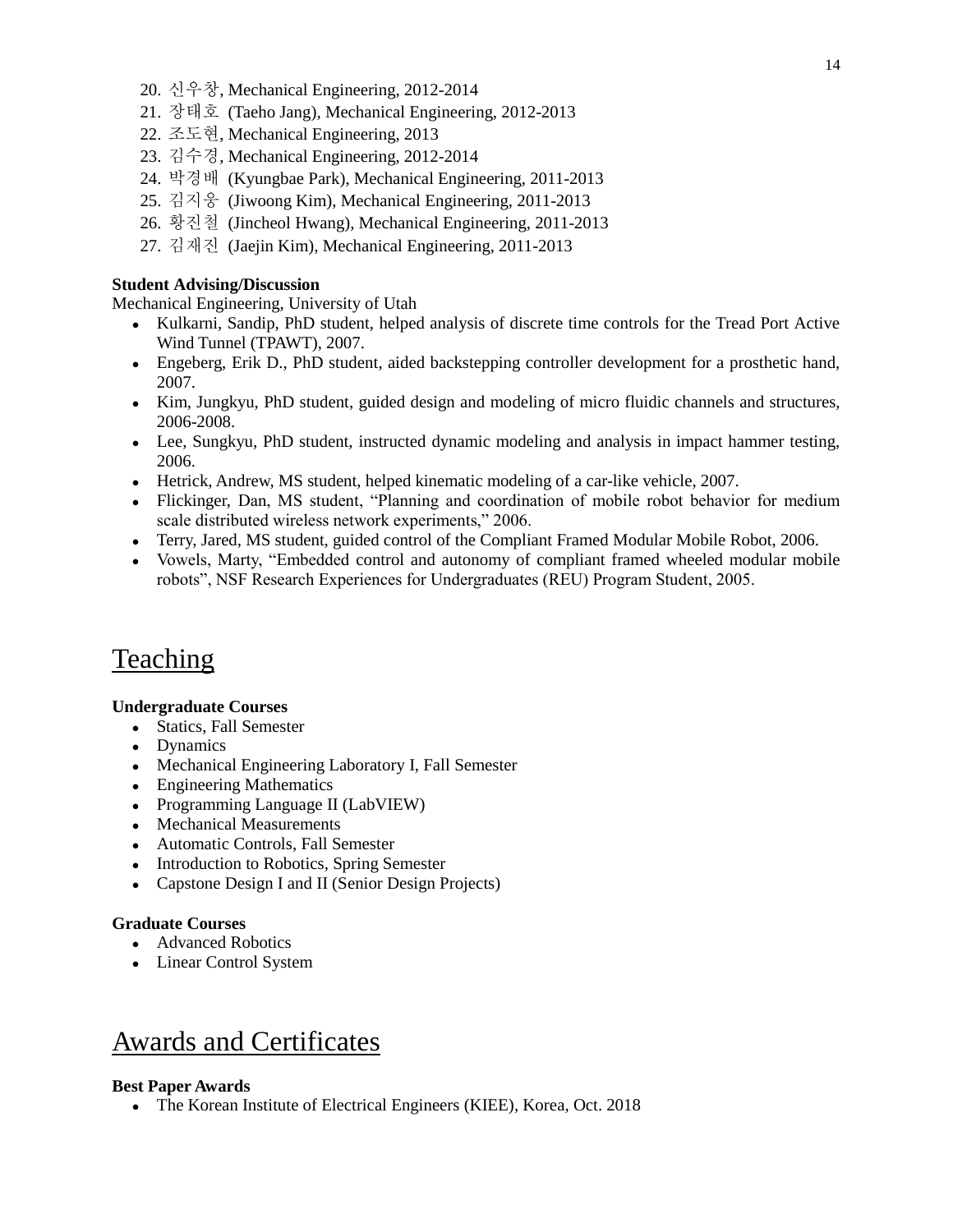20. 신우창, Mechanical Engineering, 2012-2014
21. 장태호 (Taeho Jang), Mechanical Engineering, 2012-2013
22. 조도현, Mechanical Engineering, 2013
23. 김수경, Mechanical Engineering, 2012-2014
24. 박경배 (Kyungbae Park), Mechanical Engineering, 2011-2013
25. 김지웅 (Jiwoong Kim), Mechanical Engineering, 2011-2013
26. 황진철 (Jincheol Hwang), Mechanical Engineering, 2011-2013
27. 김재진 (Jaejin Kim), Mechanical Engineering, 2011-2013

**Student Advising/Discussion**

Mechanical Engineering, University of Utah

- Kulkarni, Sandip, PhD student, helped analysis of discrete time controls for the Tread Port Active Wind Tunnel (TPAWT), 2007.
- Engeberg, Erik D., PhD student, aided backstepping controller development for a prosthetic hand, 2007.
- Kim, Jungkyu, PhD student, guided design and modeling of micro fluidic channels and structures, 2006-2008.
- Lee, Sungkyu, PhD student, instructed dynamic modeling and analysis in impact hammer testing, 2006.
- Hetrick, Andrew, MS student, helped kinematic modeling of a car-like vehicle, 2007.
- Flickinger, Dan, MS student, "Planning and coordination of mobile robot behavior for medium scale distributed wireless network experiments," 2006.
- Terry, Jared, MS student, guided control of the Compliant Framed Modular Mobile Robot, 2006.
- Vowels, Marty, "Embedded control and autonomy of compliant framed wheeled modular mobile robots", NSF Research Experiences for Undergraduates (REU) Program Student, 2005.

# Teaching

**Undergraduate Courses**

- Statics, Fall Semester
- Dynamics
- Mechanical Engineering Laboratory I, Fall Semester
- Engineering Mathematics
- Programming Language II (LabVIEW)
- Mechanical Measurements
- Automatic Controls, Fall Semester
- Introduction to Robotics, Spring Semester
- Capstone Design I and II (Senior Design Projects)

**Graduate Courses**

- Advanced Robotics
- Linear Control System

# Awards and Certificates

**Best Paper Awards**

- The Korean Institute of Electrical Engineers (KIEE), Korea, Oct. 2018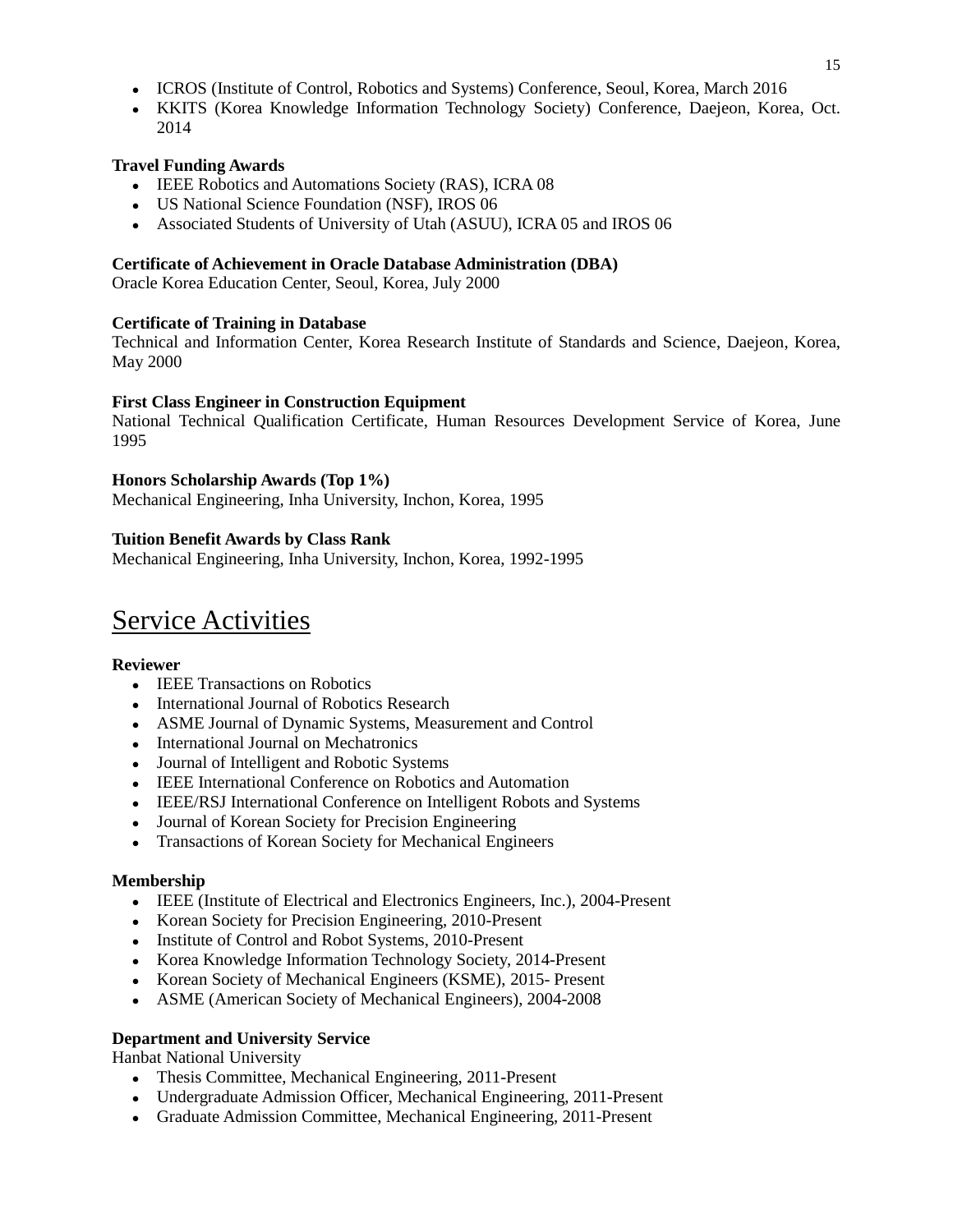- ICROS (Institute of Control, Robotics and Systems) Conference, Seoul, Korea, March 2016
- KKITS (Korea Knowledge Information Technology Society) Conference, Daejeon, Korea, Oct. 2014

**Travel Funding Awards**

- IEEE Robotics and Automations Society (RAS), ICRA 08
- US National Science Foundation (NSF), IROS 06
- Associated Students of University of Utah (ASUU), ICRA 05 and IROS 06

**Certificate of Achievement in Oracle Database Administration (DBA)**
Oracle Korea Education Center, Seoul, Korea, July 2000

**Certificate of Training in Database**
Technical and Information Center, Korea Research Institute of Standards and Science, Daejeon, Korea, May 2000

**First Class Engineer in Construction Equipment**
National Technical Qualification Certificate, Human Resources Development Service of Korea, June 1995

**Honors Scholarship Awards (Top 1%)**
Mechanical Engineering, Inha University, Inchon, Korea, 1995

**Tuition Benefit Awards by Class Rank**
Mechanical Engineering, Inha University, Inchon, Korea, 1992-1995

# Service Activities

**Reviewer**

- IEEE Transactions on Robotics
- International Journal of Robotics Research
- ASME Journal of Dynamic Systems, Measurement and Control
- International Journal on Mechatronics
- Journal of Intelligent and Robotic Systems
- IEEE International Conference on Robotics and Automation
- IEEE/RSJ International Conference on Intelligent Robots and Systems
- Journal of Korean Society for Precision Engineering
- Transactions of Korean Society for Mechanical Engineers

**Membership**

- IEEE (Institute of Electrical and Electronics Engineers, Inc.), 2004-Present
- Korean Society for Precision Engineering, 2010-Present
- Institute of Control and Robot Systems, 2010-Present
- Korea Knowledge Information Technology Society, 2014-Present
- Korean Society of Mechanical Engineers (KSME), 2015- Present
- ASME (American Society of Mechanical Engineers), 2004-2008

**Department and University Service**
Hanbat National University

- Thesis Committee, Mechanical Engineering, 2011-Present
- Undergraduate Admission Officer, Mechanical Engineering, 2011-Present
- Graduate Admission Committee, Mechanical Engineering, 2011-Present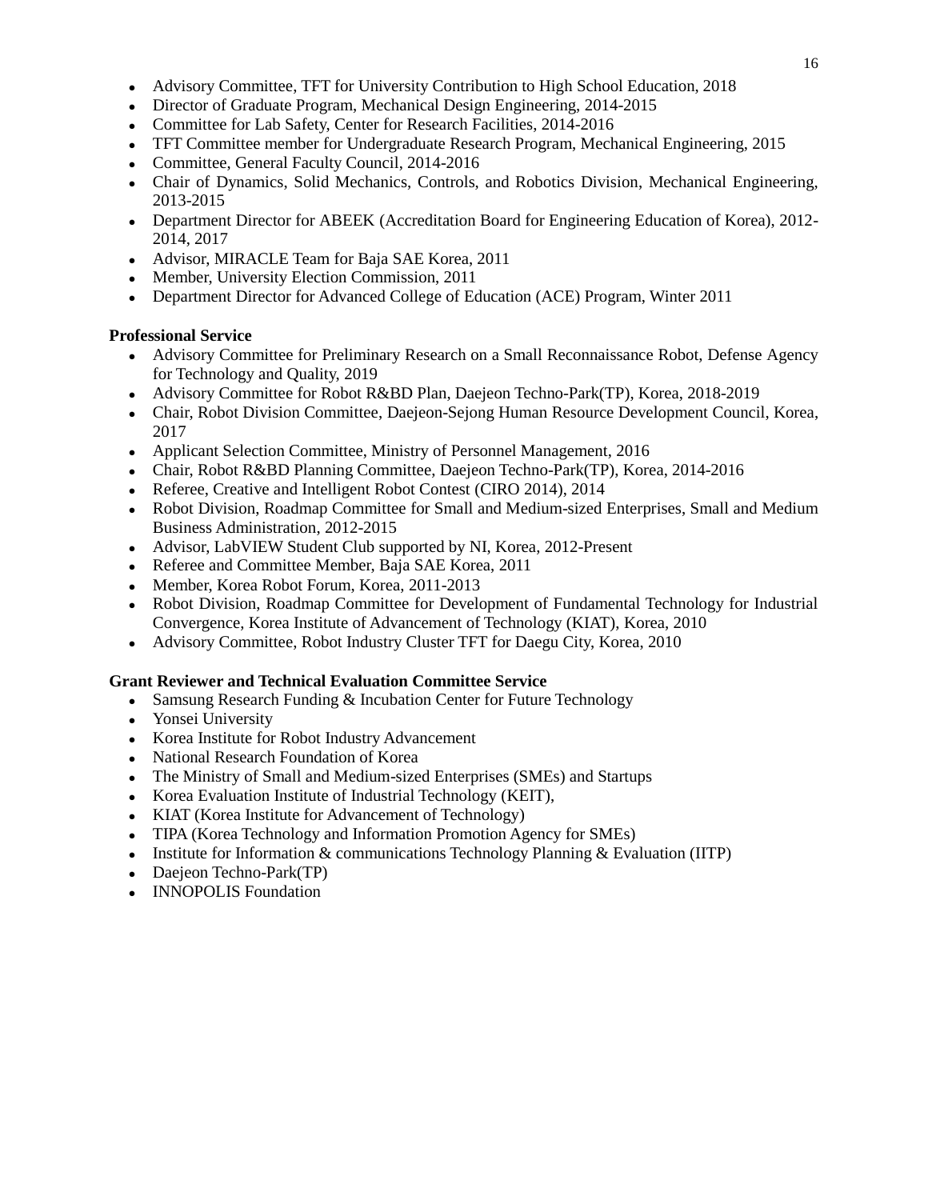- Advisory Committee, TFT for University Contribution to High School Education, 2018
- Director of Graduate Program, Mechanical Design Engineering, 2014-2015
- Committee for Lab Safety, Center for Research Facilities, 2014-2016
- TFT Committee member for Undergraduate Research Program, Mechanical Engineering, 2015
- Committee, General Faculty Council, 2014-2016
- Chair of Dynamics, Solid Mechanics, Controls, and Robotics Division, Mechanical Engineering, 2013-2015
- Department Director for ABEEK (Accreditation Board for Engineering Education of Korea), 2012-2014, 2017
- Advisor, MIRACLE Team for Baja SAE Korea, 2011
- Member, University Election Commission, 2011
- Department Director for Advanced College of Education (ACE) Program, Winter 2011

**Professional Service**

- Advisory Committee for Preliminary Research on a Small Reconnaissance Robot, Defense Agency for Technology and Quality, 2019
- Advisory Committee for Robot R&BD Plan, Daejeon Techno-Park(TP), Korea, 2018-2019
- Chair, Robot Division Committee, Daejeon-Sejong Human Resource Development Council, Korea, 2017
- Applicant Selection Committee, Ministry of Personnel Management, 2016
- Chair, Robot R&BD Planning Committee, Daejeon Techno-Park(TP), Korea, 2014-2016
- Referee, Creative and Intelligent Robot Contest (CIRO 2014), 2014
- Robot Division, Roadmap Committee for Small and Medium-sized Enterprises, Small and Medium Business Administration, 2012-2015
- Advisor, LabVIEW Student Club supported by NI, Korea, 2012-Present
- Referee and Committee Member, Baja SAE Korea, 2011
- Member, Korea Robot Forum, Korea, 2011-2013
- Robot Division, Roadmap Committee for Development of Fundamental Technology for Industrial Convergence, Korea Institute of Advancement of Technology (KIAT), Korea, 2010
- Advisory Committee, Robot Industry Cluster TFT for Daegu City, Korea, 2010

**Grant Reviewer and Technical Evaluation Committee Service**

- Samsung Research Funding & Incubation Center for Future Technology
- Yonsei University
- Korea Institute for Robot Industry Advancement
- National Research Foundation of Korea
- The Ministry of Small and Medium-sized Enterprises (SMEs) and Startups
- Korea Evaluation Institute of Industrial Technology (KEIT),
- KIAT (Korea Institute for Advancement of Technology)
- TIPA (Korea Technology and Information Promotion Agency for SMEs)
- Institute for Information & communications Technology Planning & Evaluation (IITP)
- Daejeon Techno-Park(TP)
- INNOPOLIS Foundation